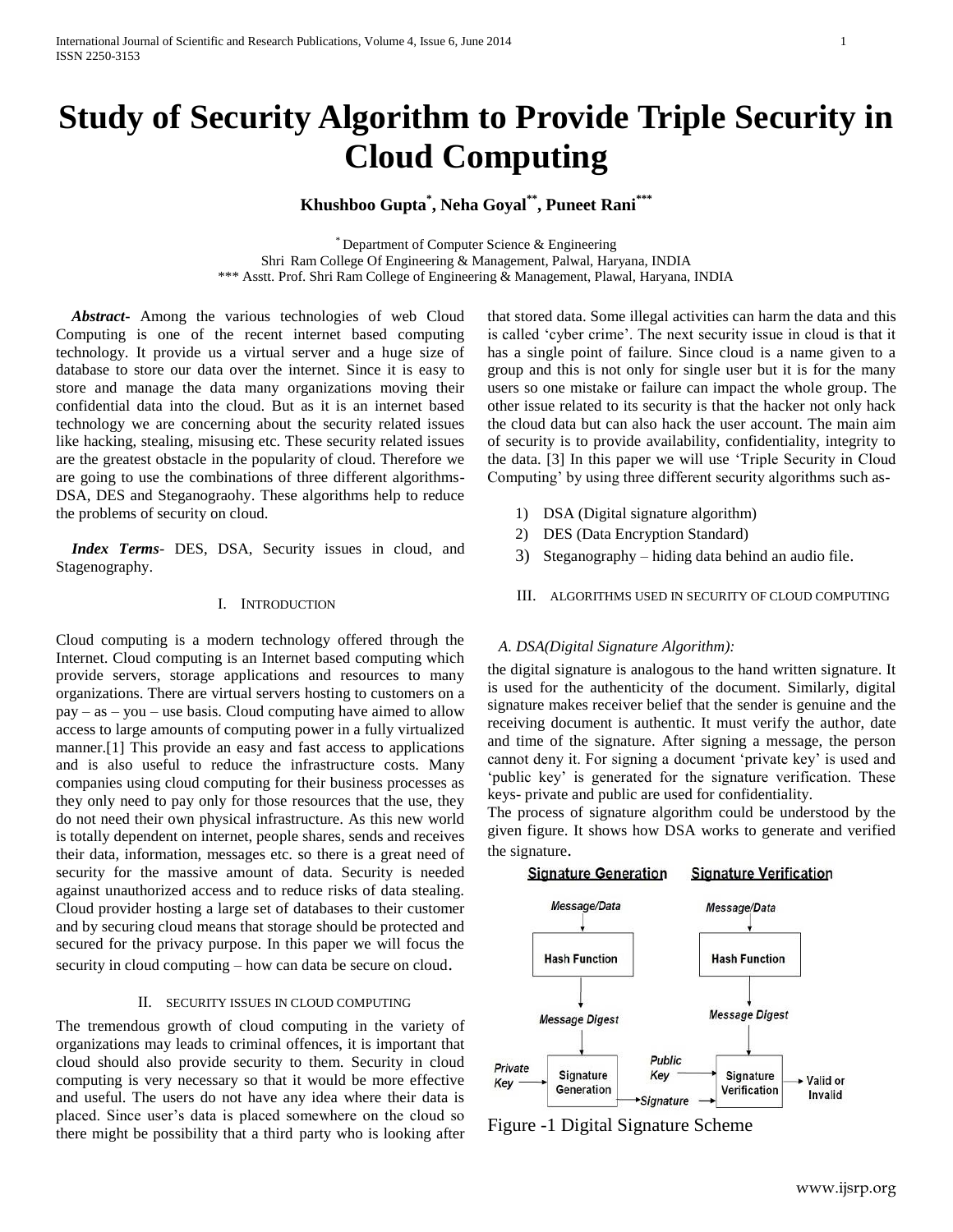# Study of Security Algorithm to Provide Triple Security in Cloud Computing

**Khushboo Gupta[*], Neha Goyal[**], Puneet Rani[***]**

[*] Department of Computer Science & Engineering
Shri Ram College Of Engineering & Management, Palwal, Haryana, INDIA
*** Asstt. Prof. Shri Ram College of Engineering & Management, Plawal, Haryana, INDIA

***Abstract***- Among the various technologies of web Cloud Computing is one of the recent internet based computing technology. It provide us a virtual server and a huge size of database to store our data over the internet. Since it is easy to store and manage the data many organizations moving their confidential data into the cloud. But as it is an internet based technology we are concerning about the security related issues like hacking, stealing, misusing etc. These security related issues are the greatest obstacle in the popularity of cloud. Therefore we are going to use the combinations of three different algorithms-DSA, DES and Steganograohy. These algorithms help to reduce the problems of security on cloud.

***Index Terms***- DES, DSA, Security issues in cloud, and Stagenography.

## I. Introduction

Cloud computing is a modern technology offered through the Internet. Cloud computing is an Internet based computing which provide servers, storage applications and resources to many organizations. There are virtual servers hosting to customers on a pay – as – you – use basis. Cloud computing have aimed to allow access to large amounts of computing power in a fully virtualized manner.[1] This provide an easy and fast access to applications and is also useful to reduce the infrastructure costs. Many companies using cloud computing for their business processes as they only need to pay only for those resources that the use, they do not need their own physical infrastructure. As this new world is totally dependent on internet, people shares, sends and receives their data, information, messages etc. so there is a great need of security for the massive amount of data. Security is needed against unauthorized access and to reduce risks of data stealing. Cloud provider hosting a large set of databases to their customer and by securing cloud means that storage should be protected and secured for the privacy purpose. In this paper we will focus the security in cloud computing – how can data be secure on cloud.

## II. Security Issues in Cloud Computing

The tremendous growth of cloud computing in the variety of organizations may leads to criminal offences, it is important that cloud should also provide security to them. Security in cloud computing is very necessary so that it would be more effective and useful. The users do not have any idea where their data is placed. Since user's data is placed somewhere on the cloud so there might be possibility that a third party who is looking after that stored data. Some illegal activities can harm the data and this is called 'cyber crime'. The next security issue in cloud is that it has a single point of failure. Since cloud is a name given to a group and this is not only for single user but it is for the many users so one mistake or failure can impact the whole group. The other issue related to its security is that the hacker not only hack the cloud data but can also hack the user account. The main aim of security is to provide availability, confidentiality, integrity to the data. [3] In this paper we will use 'Triple Security in Cloud Computing' by using three different security algorithms such as-

1) DSA (Digital signature algorithm)
2) DES (Data Encryption Standard)
3) Steganography – hiding data behind an audio file.

## III. Algorithms Used in Security of Cloud Computing

### *A. DSA(Digital Signature Algorithm):*

the digital signature is analogous to the hand written signature. It is used for the authenticity of the document. Similarly, digital signature makes receiver belief that the sender is genuine and the receiving document is authentic. It must verify the author, date and time of the signature. After signing a message, the person cannot deny it. For signing a document 'private key' is used and 'public key' is generated for the signature verification. These keys- private and public are used for confidentiality.

The process of signature algorithm could be understood by the given figure. It shows how DSA works to generate and verified the signature.

Figure -1 Digital Signature Scheme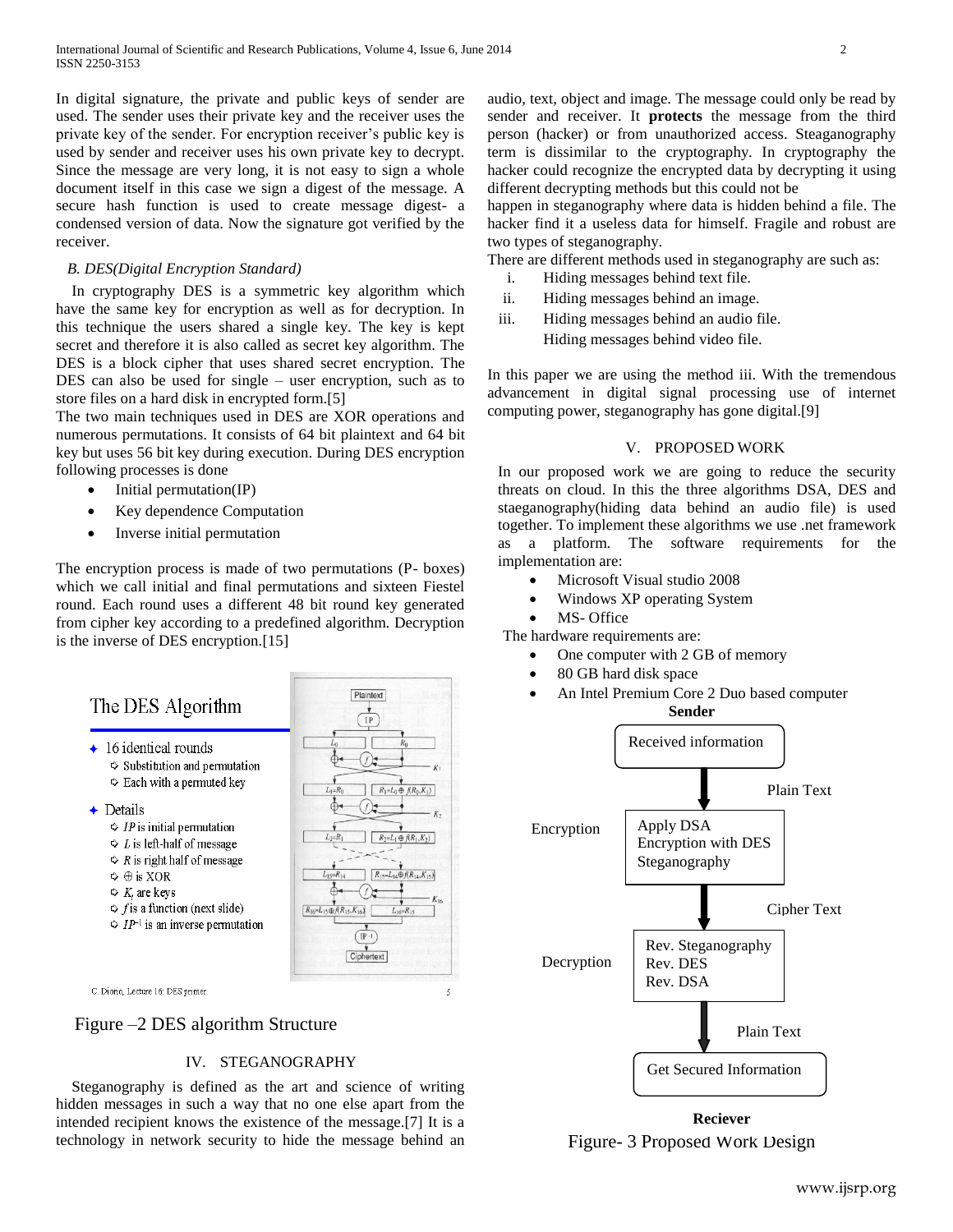In digital signature, the private and public keys of sender are used. The sender uses their private key and the receiver uses the private key of the sender. For encryption receiver's public key is used by sender and receiver uses his own private key to decrypt. Since the message are very long, it is not easy to sign a whole document itself in this case we sign a digest of the message. A secure hash function is used to create message digest- a condensed version of data. Now the signature got verified by the receiver.

### *B. DES(Digital Encryption Standard)*

In cryptography DES is a symmetric key algorithm which have the same key for encryption as well as for decryption. In this technique the users shared a single key. The key is kept secret and therefore it is also called as secret key algorithm. The DES is a block cipher that uses shared secret encryption. The DES can also be used for single – user encryption, such as to store files on a hard disk in encrypted form.[5]

The two main techniques used in DES are XOR operations and numerous permutations. It consists of 64 bit plaintext and 64 bit key but uses 56 bit key during execution. During DES encryption following processes is done

- Initial permutation(IP)
- Key dependence Computation
- Inverse initial permutation

The encryption process is made of two permutations (P- boxes) which we call initial and final permutations and sixteen Fiestel round. Each round uses a different 48 bit round key generated from cipher key according to a predefined algorithm. Decryption is the inverse of DES encryption.[15]

The DES Algorithm

- 16 identical rounds
  - Substitution and permutation
  - Each with a permuted key
- Details
  - *IP* is initial permutation
  - *L* is left-half of message
  - *R* is right half of message
  - ⊕ is XOR
  - $K_i$ are keys
  - *f* is a function (next slide)
  - $IP^{-1}$ is an inverse permutation

Plaintext → IP → $L_0$, $R_0$ → $L_1=R_0$, $R_1=L_0 \oplus f(R_0,K_1)$ → $L_2=R_1$, $R_2=L_1 \oplus f(R_1,K_2)$ → … → $L_{15}=R_{14}$, $R_{15}=L_{14} \oplus f(R_{14},K_{15})$ → $R_{16}=L_{15} \oplus f(R_{15},K_{16})$, $L_{16}=R_{15}$ → $IP^{-1}$ → Ciphertext

C. Diorio, Lecture 16: DES primer

Figure –2 DES algorithm Structure

## IV. STEGANOGRAPHY

Steganography is defined as the art and science of writing hidden messages in such a way that no one else apart from the intended recipient knows the existence of the message.[7] It is a technology in network security to hide the message behind an audio, text, object and image. The message could only be read by sender and receiver. It **protects** the message from the third person (hacker) or from unauthorized access. Steaganography term is dissimilar to the cryptography. In cryptography the hacker could recognize the encrypted data by decrypting it using different decrypting methods but this could not be happen in steganography where data is hidden behind a file. The hacker find it a useless data for himself. Fragile and robust are two types of steganography.

There are different methods used in steganography are such as:

i. Hiding messages behind text file.
ii. Hiding messages behind an image.
iii. Hiding messages behind an audio file.
Hiding messages behind video file.

In this paper we are using the method iii. With the tremendous advancement in digital signal processing use of internet computing power, steganography has gone digital.[9]

## V. PROPOSED WORK

In our proposed work we are going to reduce the security threats on cloud. In this the three algorithms DSA, DES and staeganography(hiding data behind an audio file) is used together. To implement these algorithms we use .net framework as a platform. The software requirements for the implementation are:

- Microsoft Visual studio 2008
- Windows XP operating System
- MS- Office

The hardware requirements are:

- One computer with 2 GB of memory
- 80 GB hard disk space
- An Intel Premium Core 2 Duo based computer

**Sender**

Received information → Plain Text → Encryption: Apply DSA, Encryption with DES, Steganography → Cipher Text → Decryption: Rev. Steganography, Rev. DES, Rev. DSA → Plain Text → Get Secured Information

**Reciever**

Figure- 3 Proposed Work Design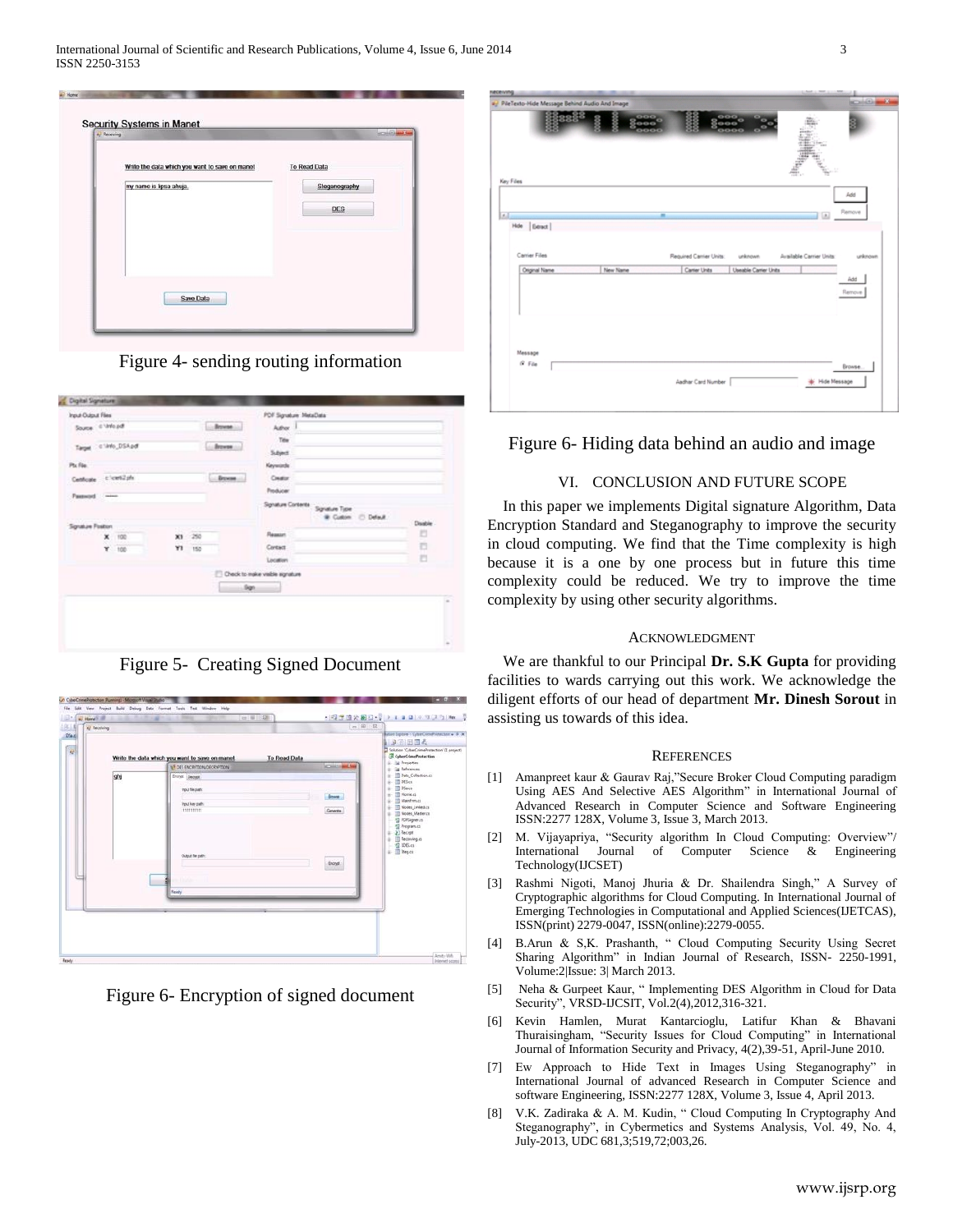Figure 4- sending routing information

Figure 5- Creating Signed Document

Figure 6- Encryption of signed document

Figure 6- Hiding data behind an audio and image

## VI. CONCLUSION AND FUTURE SCOPE

In this paper we implements Digital signature Algorithm, Data Encryption Standard and Steganography to improve the security in cloud computing. We find that the Time complexity is high because it is a one by one process but in future this time complexity could be reduced. We try to improve the time complexity by using other security algorithms.

## ACKNOWLEDGMENT

We are thankful to our Principal **Dr. S.K Gupta** for providing facilities to wards carrying out this work. We acknowledge the diligent efforts of our head of department **Mr. Dinesh Sorout** in assisting us towards of this idea.

## REFERENCES

[1] Amanpreet kaur & Gaurav Raj,"Secure Broker Cloud Computing paradigm Using AES And Selective AES Algorithm" in International Journal of Advanced Research in Computer Science and Software Engineering ISSN:2277 128X, Volume 3, Issue 3, March 2013.

[2] M. Vijayapriya, "Security algorithm In Cloud Computing: Overview"/ International Journal of Computer Science & Engineering Technology(IJCSET)

[3] Rashmi Nigoti, Manoj Jhuria & Dr. Shailendra Singh," A Survey of Cryptographic algorithms for Cloud Computing. In International Journal of Emerging Technologies in Computational and Applied Sciences(IJETCAS), ISSN(print) 2279-0047, ISSN(online):2279-0055.

[4] B.Arun & S,K. Prashanth, " Cloud Computing Security Using Secret Sharing Algorithm" in Indian Journal of Research, ISSN- 2250-1991, Volume:2|Issue: 3| March 2013.

[5] Neha & Gurpeet Kaur, " Implementing DES Algorithm in Cloud for Data Security", VRSD-IJCSIT, Vol.2(4),2012,316-321.

[6] Kevin Hamlen, Murat Kantarcioglu, Latifur Khan & Bhavani Thuraisingham, "Security Issues for Cloud Computing" in International Journal of Information Security and Privacy, 4(2),39-51, April-June 2010.

[7] Ew Approach to Hide Text in Images Using Steganography" in International Journal of advanced Research in Computer Science and software Engineering, ISSN:2277 128X, Volume 3, Issue 4, April 2013.

[8] V.K. Zadiraka & A. M. Kudin, " Cloud Computing In Cryptography And Steganography", in Cybermetics and Systems Analysis, Vol. 49, No. 4, July-2013, UDC 681,3;519,72;003,26.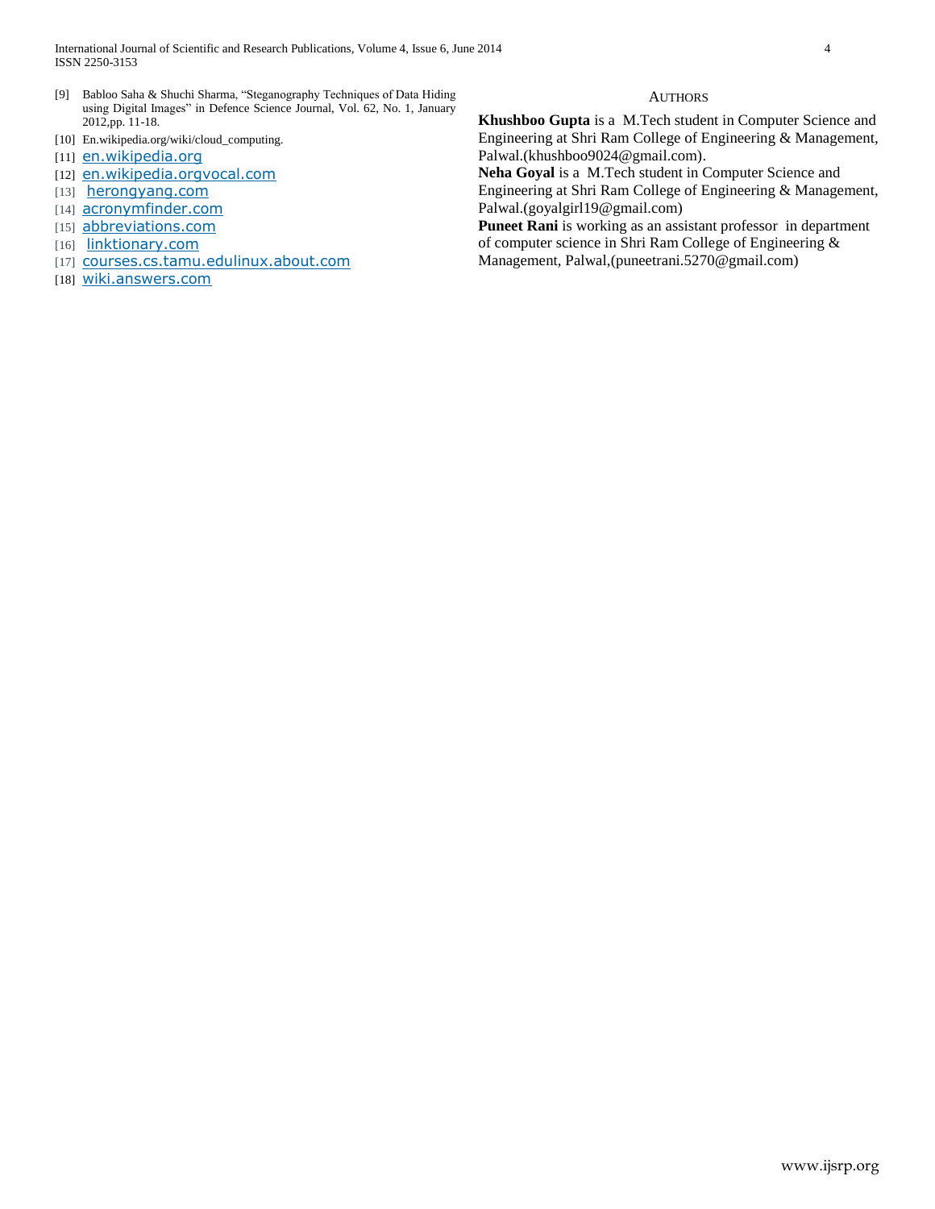[9] Babloo Saha & Shuchi Sharma, "Steganography Techniques of Data Hiding using Digital Images" in Defence Science Journal, Vol. 62, No. 1, January 2012,pp. 11-18.

[10] En.wikipedia.org/wiki/cloud_computing.

[11] en.wikipedia.org

[12] en.wikipedia.orgvocal.com

[13] herongyang.com

[14] acronymfinder.com

[15] abbreviations.com

[16] linktionary.com

[17] courses.cs.tamu.edulinux.about.com

[18] wiki.answers.com

## AUTHORS

**Khushboo Gupta** is a M.Tech student in Computer Science and Engineering at Shri Ram College of Engineering & Management, Palwal.(khushboo9024@gmail.com).

**Neha Goyal** is a M.Tech student in Computer Science and Engineering at Shri Ram College of Engineering & Management, Palwal.(goyalgirl19@gmail.com)

**Puneet Rani** is working as an assistant professor in department of computer science in Shri Ram College of Engineering & Management, Palwal,(puneetrani.5270@gmail.com)